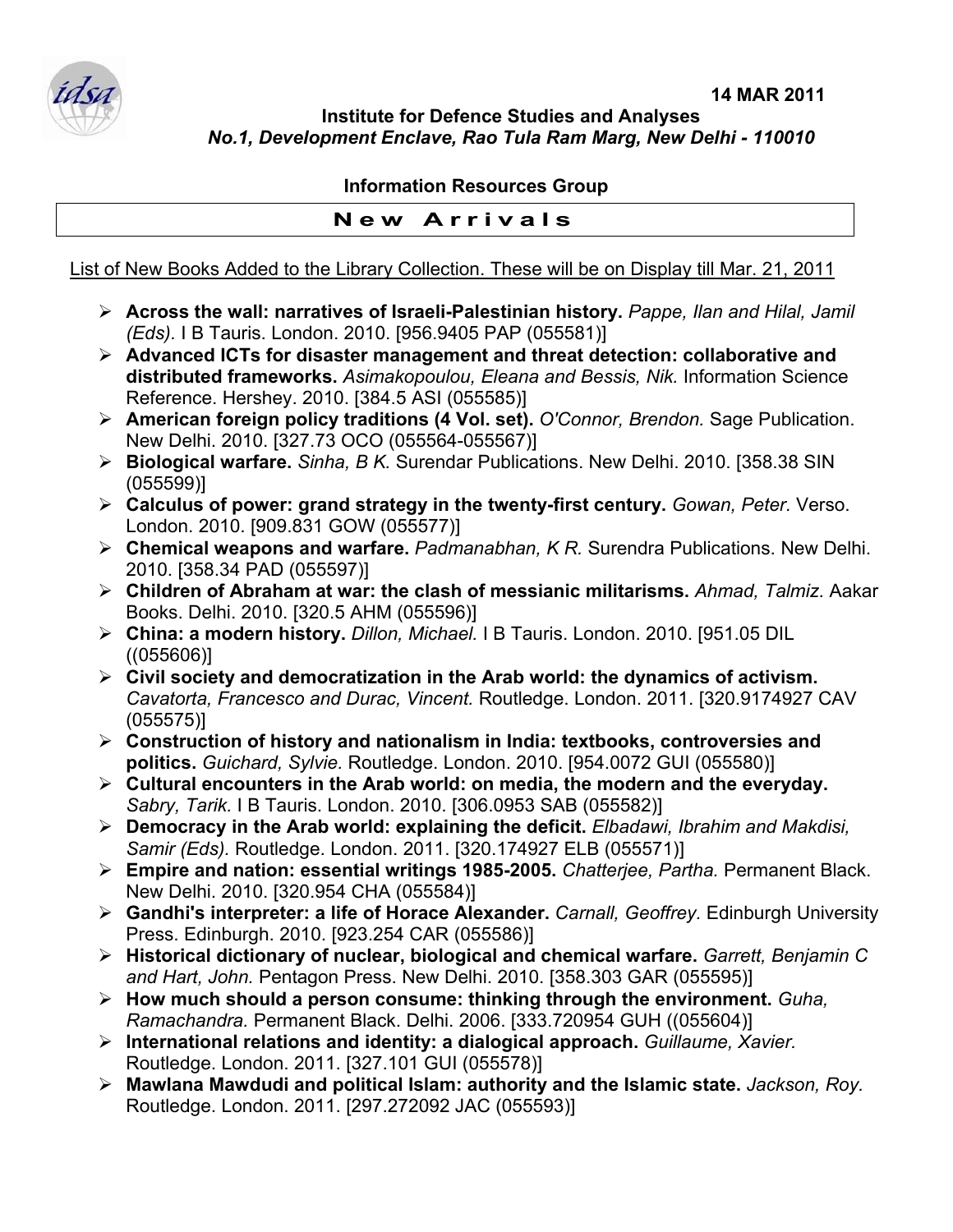14 MAR 2011

**Institute for Defence Studies and Analyses**
***No.1, Development Enclave, Rao Tula Ram Marg, New Delhi - 110010***

**Information Resources Group**

## New Arrivals

List of New Books Added to the Library Collection. These will be on Display till Mar. 21, 2011

- **Across the wall: narratives of Israeli-Palestinian history.** *Pappe, Ilan and Hilal, Jamil (Eds).* I B Tauris. London. 2010. [956.9405 PAP (055581)]
- **Advanced ICTs for disaster management and threat detection: collaborative and distributed frameworks.** *Asimakopoulou, Eleana and Bessis, Nik.* Information Science Reference. Hershey. 2010. [384.5 ASI (055585)]
- **American foreign policy traditions (4 Vol. set).** *O'Connor, Brendon.* Sage Publication. New Delhi. 2010. [327.73 OCO (055564-055567)]
- **Biological warfare.** *Sinha, B K.* Surendar Publications. New Delhi. 2010. [358.38 SIN (055599)]
- **Calculus of power: grand strategy in the twenty-first century.** *Gowan, Peter.* Verso. London. 2010. [909.831 GOW (055577)]
- **Chemical weapons and warfare.** *Padmanabhan, K R.* Surendra Publications. New Delhi. 2010. [358.34 PAD (055597)]
- **Children of Abraham at war: the clash of messianic militarisms.** *Ahmad, Talmiz.* Aakar Books. Delhi. 2010. [320.5 AHM (055596)]
- **China: a modern history.** *Dillon, Michael.* I B Tauris. London. 2010. [951.05 DIL ((055606)]
- **Civil society and democratization in the Arab world: the dynamics of activism.** *Cavatorta, Francesco and Durac, Vincent.* Routledge. London. 2011. [320.9174927 CAV (055575)]
- **Construction of history and nationalism in India: textbooks, controversies and politics.** *Guichard, Sylvie.* Routledge. London. 2010. [954.0072 GUI (055580)]
- **Cultural encounters in the Arab world: on media, the modern and the everyday.** *Sabry, Tarik.* I B Tauris. London. 2010. [306.0953 SAB (055582)]
- **Democracy in the Arab world: explaining the deficit.** *Elbadawi, Ibrahim and Makdisi, Samir (Eds).* Routledge. London. 2011. [320.174927 ELB (055571)]
- **Empire and nation: essential writings 1985-2005.** *Chatterjee, Partha.* Permanent Black. New Delhi. 2010. [320.954 CHA (055584)]
- **Gandhi's interpreter: a life of Horace Alexander.** *Carnall, Geoffrey.* Edinburgh University Press. Edinburgh. 2010. [923.254 CAR (055586)]
- **Historical dictionary of nuclear, biological and chemical warfare.** *Garrett, Benjamin C and Hart, John.* Pentagon Press. New Delhi. 2010. [358.303 GAR (055595)]
- **How much should a person consume: thinking through the environment.** *Guha, Ramachandra.* Permanent Black. Delhi. 2006. [333.720954 GUH ((055604)]
- **International relations and identity: a dialogical approach.** *Guillaume, Xavier.* Routledge. London. 2011. [327.101 GUI (055578)]
- **Mawlana Mawdudi and political Islam: authority and the Islamic state.** *Jackson, Roy.* Routledge. London. 2011. [297.272092 JAC (055593)]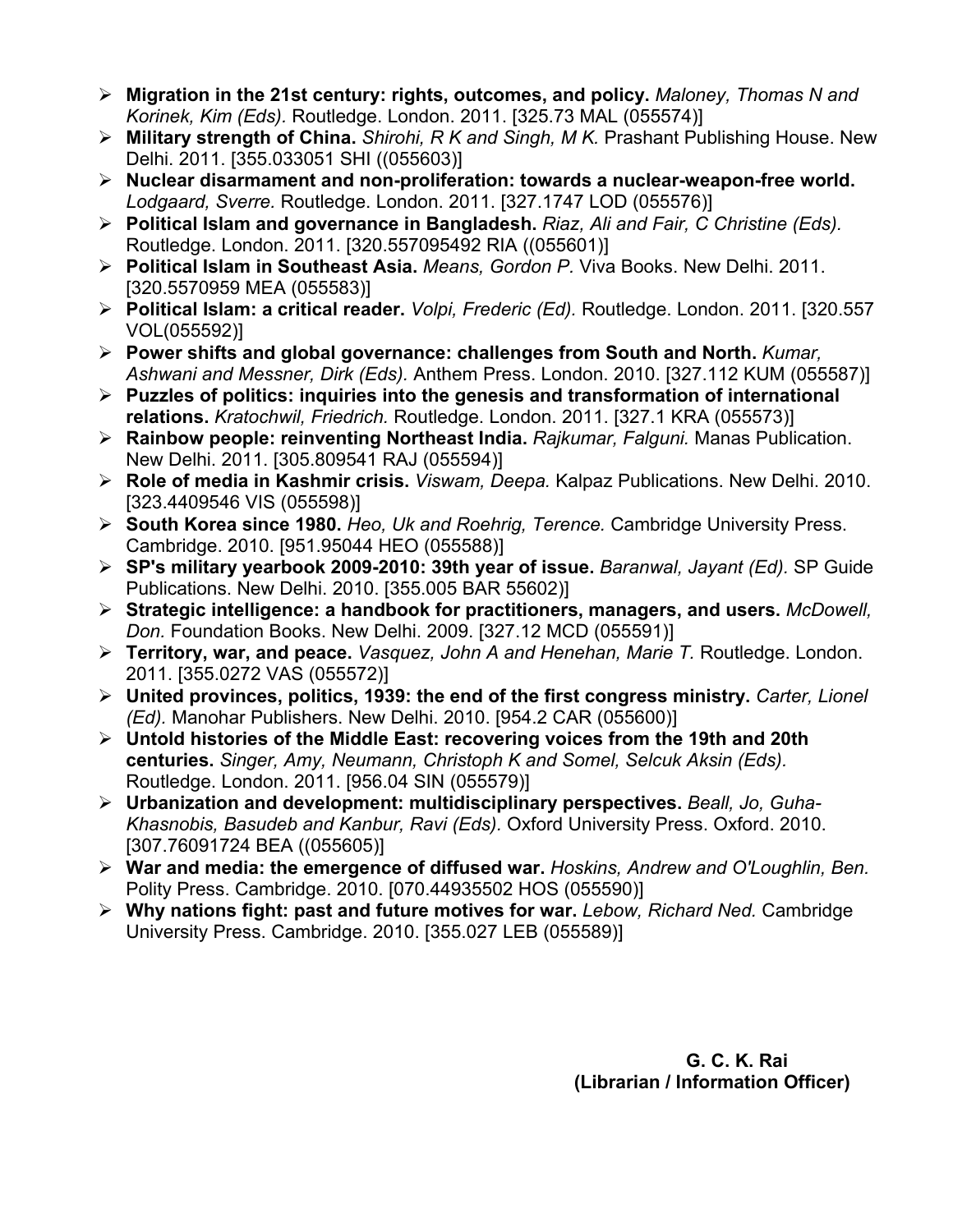- **Migration in the 21st century: rights, outcomes, and policy.** *Maloney, Thomas N and Korinek, Kim (Eds).* Routledge. London. 2011. [325.73 MAL (055574)]
- **Military strength of China.** *Shirohi, R K and Singh, M K.* Prashant Publishing House. New Delhi. 2011. [355.033051 SHI ((055603)]
- **Nuclear disarmament and non-proliferation: towards a nuclear-weapon-free world.** *Lodgaard, Sverre.* Routledge. London. 2011. [327.1747 LOD (055576)]
- **Political Islam and governance in Bangladesh.** *Riaz, Ali and Fair, C Christine (Eds).* Routledge. London. 2011. [320.557095492 RIA ((055601)]
- **Political Islam in Southeast Asia.** *Means, Gordon P.* Viva Books. New Delhi. 2011. [320.5570959 MEA (055583)]
- **Political Islam: a critical reader.** *Volpi, Frederic (Ed).* Routledge. London. 2011. [320.557 VOL(055592)]
- **Power shifts and global governance: challenges from South and North.** *Kumar, Ashwani and Messner, Dirk (Eds).* Anthem Press. London. 2010. [327.112 KUM (055587)]
- **Puzzles of politics: inquiries into the genesis and transformation of international relations.** *Kratochwil, Friedrich.* Routledge. London. 2011. [327.1 KRA (055573)]
- **Rainbow people: reinventing Northeast India.** *Rajkumar, Falguni.* Manas Publication. New Delhi. 2011. [305.809541 RAJ (055594)]
- **Role of media in Kashmir crisis.** *Viswam, Deepa.* Kalpaz Publications. New Delhi. 2010. [323.4409546 VIS (055598)]
- **South Korea since 1980.** *Heo, Uk and Roehrig, Terence.* Cambridge University Press. Cambridge. 2010. [951.95044 HEO (055588)]
- **SP's military yearbook 2009-2010: 39th year of issue.** *Baranwal, Jayant (Ed).* SP Guide Publications. New Delhi. 2010. [355.005 BAR 55602)]
- **Strategic intelligence: a handbook for practitioners, managers, and users.** *McDowell, Don.* Foundation Books. New Delhi. 2009. [327.12 MCD (055591)]
- **Territory, war, and peace.** *Vasquez, John A and Henehan, Marie T.* Routledge. London. 2011. [355.0272 VAS (055572)]
- **United provinces, politics, 1939: the end of the first congress ministry.** *Carter, Lionel (Ed).* Manohar Publishers. New Delhi. 2010. [954.2 CAR (055600)]
- **Untold histories of the Middle East: recovering voices from the 19th and 20th centuries.** *Singer, Amy, Neumann, Christoph K and Somel, Selcuk Aksin (Eds).* Routledge. London. 2011. [956.04 SIN (055579)]
- **Urbanization and development: multidisciplinary perspectives.** *Beall, Jo, Guha-Khasnobis, Basudeb and Kanbur, Ravi (Eds).* Oxford University Press. Oxford. 2010. [307.76091724 BEA ((055605)]
- **War and media: the emergence of diffused war.** *Hoskins, Andrew and O'Loughlin, Ben.* Polity Press. Cambridge. 2010. [070.44935502 HOS (055590)]
- **Why nations fight: past and future motives for war.** *Lebow, Richard Ned.* Cambridge University Press. Cambridge. 2010. [355.027 LEB (055589)]

**G. C. K. Rai**
**(Librarian / Information Officer)**